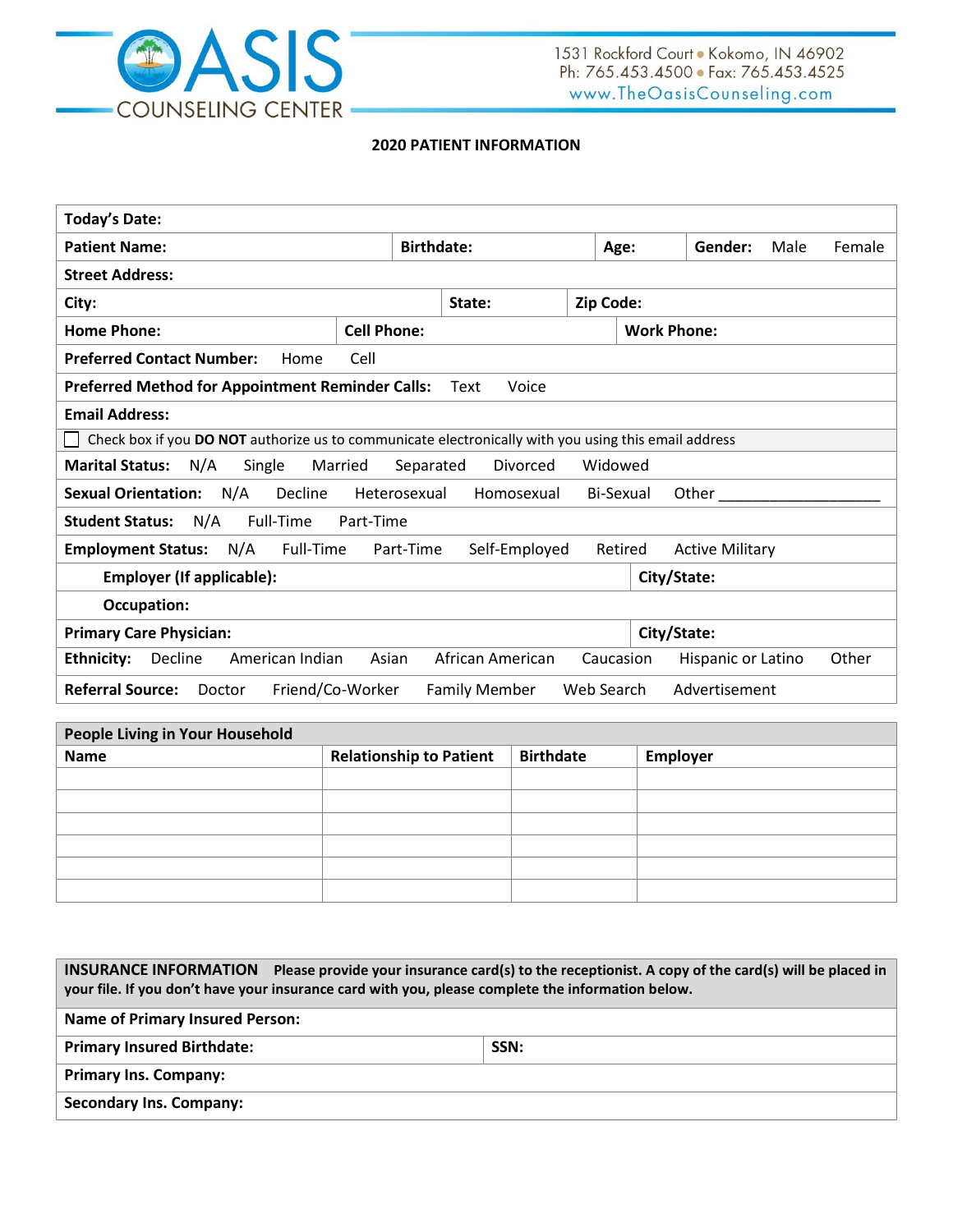OASIS COUNSELING CENTER

1531 Rockford Court • Kokomo, IN 46902
Ph: 765.453.4500 • Fax: 765.453.4525
www.TheOasisCounseling.com

## 2020 PATIENT INFORMATION

**Today's Date:**

**Patient Name:** | **Birthdate:** | **Age:** | **Gender:** Male Female

**Street Address:**

**City:** | **State:** | **Zip Code:**

**Home Phone:** | **Cell Phone:** | **Work Phone:**

**Preferred Contact Number:** Home Cell

**Preferred Method for Appointment Reminder Calls:** Text Voice

**Email Address:**

☐ Check box if you **DO NOT** authorize us to communicate electronically with you using this email address

**Marital Status:** N/A Single Married Separated Divorced Widowed

**Sexual Orientation:** N/A Decline Heterosexual Homosexual Bi-Sexual Other ___________________

**Student Status:** N/A Full-Time Part-Time

**Employment Status:** N/A Full-Time Part-Time Self-Employed Retired Active Military

**Employer (If applicable):** | **City/State:**

**Occupation:**

**Primary Care Physician:** | **City/State:**

**Ethnicity:** Decline American Indian Asian African American Caucasion Hispanic or Latino Other

**Referral Source:** Doctor Friend/Co-Worker Family Member Web Search Advertisement

**People Living in Your Household**

| Name | Relationship to Patient | Birthdate | Employer |
|---|---|---|---|
| | | | |
| | | | |
| | | | |
| | | | |
| | | | |
| | | | |

**INSURANCE INFORMATION** **Please provide your insurance card(s) to the receptionist. A copy of the card(s) will be placed in your file. If you don't have your insurance card with you, please complete the information below.**

**Name of Primary Insured Person:**

**Primary Insured Birthdate:** | **SSN:**

**Primary Ins. Company:**

**Secondary Ins. Company:**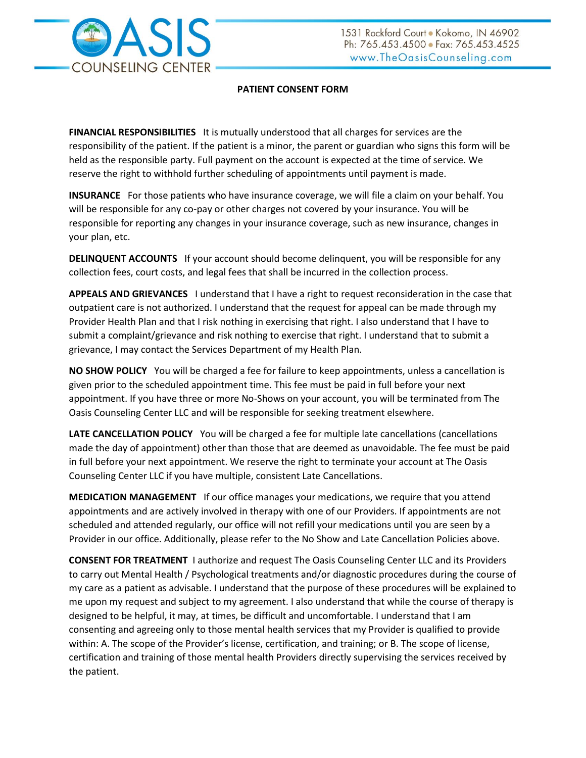# OASIS COUNSELING CENTER

1531 Rockford Court • Kokomo, IN 46902
Ph: 765.453.4500 • Fax: 765.453.4525
www.TheOasisCounseling.com

## PATIENT CONSENT FORM

**FINANCIAL RESPONSIBILITIES** It is mutually understood that all charges for services are the responsibility of the patient. If the patient is a minor, the parent or guardian who signs this form will be held as the responsible party. Full payment on the account is expected at the time of service. We reserve the right to withhold further scheduling of appointments until payment is made.

**INSURANCE** For those patients who have insurance coverage, we will file a claim on your behalf. You will be responsible for any co-pay or other charges not covered by your insurance. You will be responsible for reporting any changes in your insurance coverage, such as new insurance, changes in your plan, etc.

**DELINQUENT ACCOUNTS** If your account should become delinquent, you will be responsible for any collection fees, court costs, and legal fees that shall be incurred in the collection process.

**APPEALS AND GRIEVANCES** I understand that I have a right to request reconsideration in the case that outpatient care is not authorized. I understand that the request for appeal can be made through my Provider Health Plan and that I risk nothing in exercising that right. I also understand that I have to submit a complaint/grievance and risk nothing to exercise that right. I understand that to submit a grievance, I may contact the Services Department of my Health Plan.

**NO SHOW POLICY** You will be charged a fee for failure to keep appointments, unless a cancellation is given prior to the scheduled appointment time. This fee must be paid in full before your next appointment. If you have three or more No-Shows on your account, you will be terminated from The Oasis Counseling Center LLC and will be responsible for seeking treatment elsewhere.

**LATE CANCELLATION POLICY** You will be charged a fee for multiple late cancellations (cancellations made the day of appointment) other than those that are deemed as unavoidable. The fee must be paid in full before your next appointment. We reserve the right to terminate your account at The Oasis Counseling Center LLC if you have multiple, consistent Late Cancellations.

**MEDICATION MANAGEMENT** If our office manages your medications, we require that you attend appointments and are actively involved in therapy with one of our Providers. If appointments are not scheduled and attended regularly, our office will not refill your medications until you are seen by a Provider in our office. Additionally, please refer to the No Show and Late Cancellation Policies above.

**CONSENT FOR TREATMENT** I authorize and request The Oasis Counseling Center LLC and its Providers to carry out Mental Health / Psychological treatments and/or diagnostic procedures during the course of my care as a patient as advisable. I understand that the purpose of these procedures will be explained to me upon my request and subject to my agreement. I also understand that while the course of therapy is designed to be helpful, it may, at times, be difficult and uncomfortable. I understand that I am consenting and agreeing only to those mental health services that my Provider is qualified to provide within: A. The scope of the Provider's license, certification, and training; or B. The scope of license, certification and training of those mental health Providers directly supervising the services received by the patient.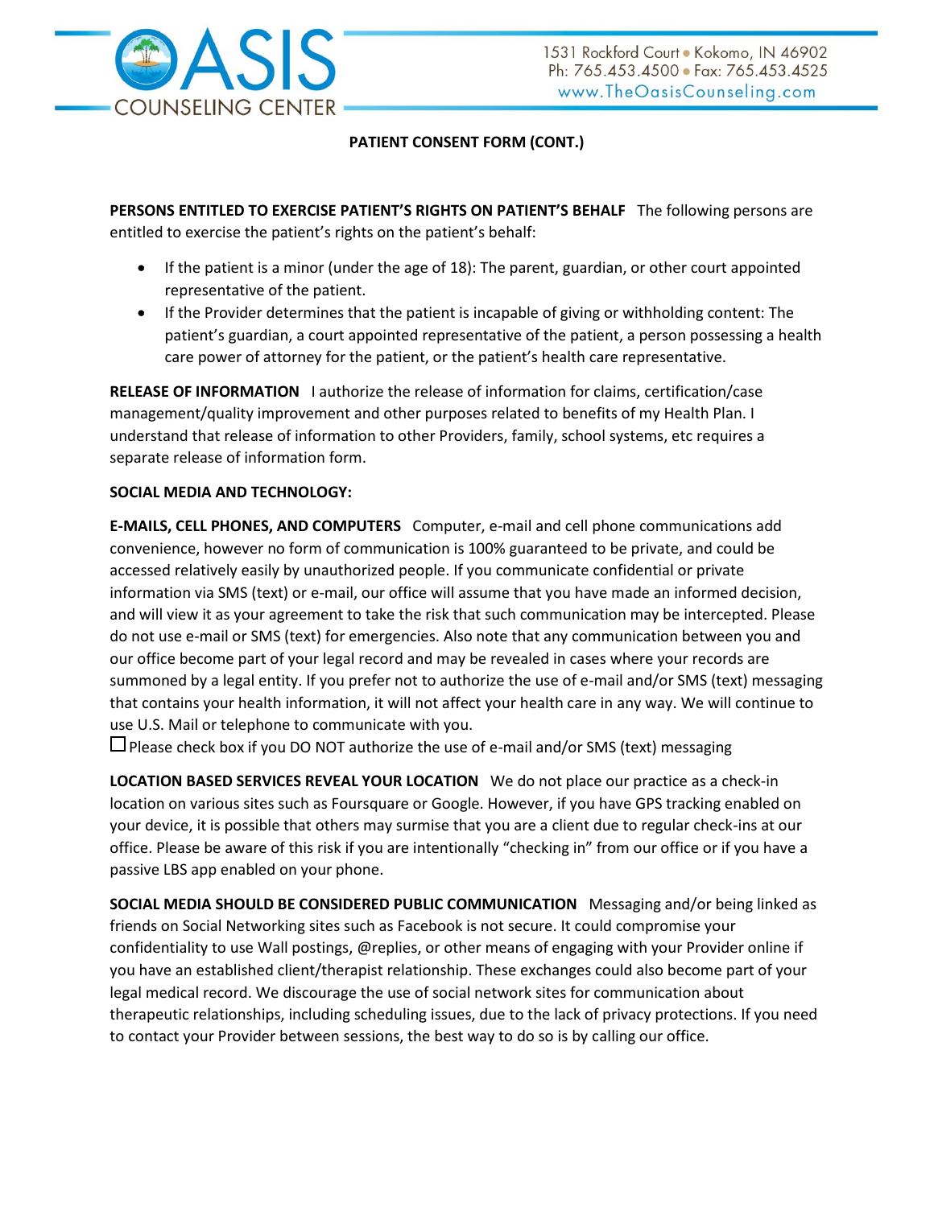**PATIENT CONSENT FORM (CONT.)**

**PERSONS ENTITLED TO EXERCISE PATIENT'S RIGHTS ON PATIENT'S BEHALF** The following persons are entitled to exercise the patient's rights on the patient's behalf:

- If the patient is a minor (under the age of 18): The parent, guardian, or other court appointed representative of the patient.
- If the Provider determines that the patient is incapable of giving or withholding content: The patient's guardian, a court appointed representative of the patient, a person possessing a health care power of attorney for the patient, or the patient's health care representative.

**RELEASE OF INFORMATION** I authorize the release of information for claims, certification/case management/quality improvement and other purposes related to benefits of my Health Plan. I understand that release of information to other Providers, family, school systems, etc requires a separate release of information form.

**SOCIAL MEDIA AND TECHNOLOGY:**

**E-MAILS, CELL PHONES, AND COMPUTERS** Computer, e-mail and cell phone communications add convenience, however no form of communication is 100% guaranteed to be private, and could be accessed relatively easily by unauthorized people. If you communicate confidential or private information via SMS (text) or e-mail, our office will assume that you have made an informed decision, and will view it as your agreement to take the risk that such communication may be intercepted. Please do not use e-mail or SMS (text) for emergencies. Also note that any communication between you and our office become part of your legal record and may be revealed in cases where your records are summoned by a legal entity. If you prefer not to authorize the use of e-mail and/or SMS (text) messaging that contains your health information, it will not affect your health care in any way. We will continue to use U.S. Mail or telephone to communicate with you.

☐ Please check box if you DO NOT authorize the use of e-mail and/or SMS (text) messaging

**LOCATION BASED SERVICES REVEAL YOUR LOCATION** We do not place our practice as a check-in location on various sites such as Foursquare or Google. However, if you have GPS tracking enabled on your device, it is possible that others may surmise that you are a client due to regular check-ins at our office. Please be aware of this risk if you are intentionally "checking in" from our office or if you have a passive LBS app enabled on your phone.

**SOCIAL MEDIA SHOULD BE CONSIDERED PUBLIC COMMUNICATION** Messaging and/or being linked as friends on Social Networking sites such as Facebook is not secure. It could compromise your confidentiality to use Wall postings, @replies, or other means of engaging with your Provider online if you have an established client/therapist relationship. These exchanges could also become part of your legal medical record. We discourage the use of social network sites for communication about therapeutic relationships, including scheduling issues, due to the lack of privacy protections. If you need to contact your Provider between sessions, the best way to do so is by calling our office.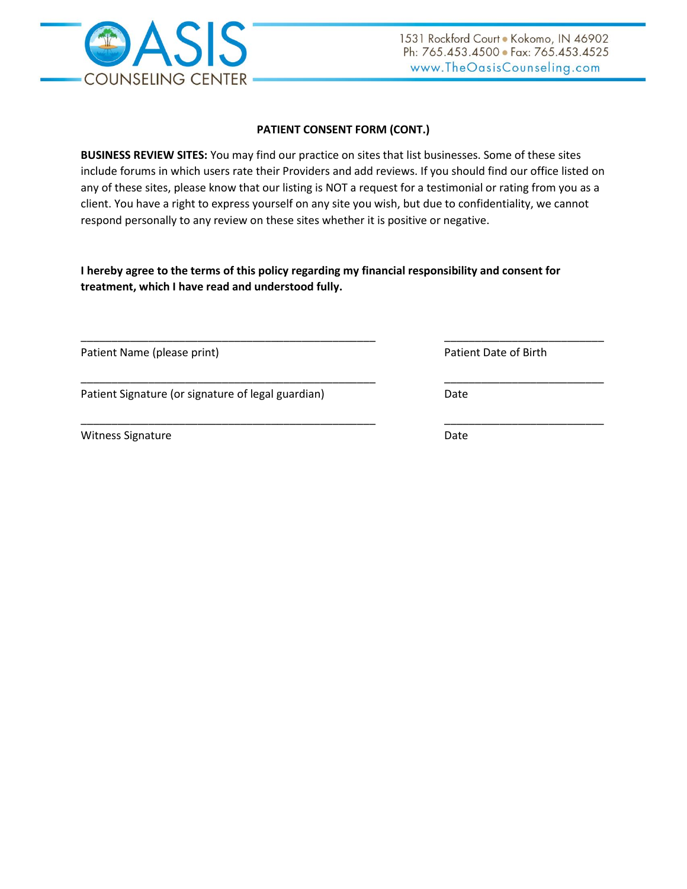## PATIENT CONSENT FORM (CONT.)

**BUSINESS REVIEW SITES:** You may find our practice on sites that list businesses. Some of these sites include forums in which users rate their Providers and add reviews. If you should find our office listed on any of these sites, please know that our listing is NOT a request for a testimonial or rating from you as a client. You have a right to express yourself on any site you wish, but due to confidentiality, we cannot respond personally to any review on these sites whether it is positive or negative.

**I hereby agree to the terms of this policy regarding my financial responsibility and consent for treatment, which I have read and understood fully.**

\_\_\_\_\_\_\_\_\_\_\_\_\_\_\_\_\_\_\_\_\_\_\_\_\_\_\_\_\_\_\_\_\_\_\_\_\_\_\_\_\_\_\_\_ \_\_\_\_\_\_\_\_\_\_\_\_\_\_\_\_\_\_\_\_\_\_\_\_

Patient Name (please print) Patient Date of Birth

\_\_\_\_\_\_\_\_\_\_\_\_\_\_\_\_\_\_\_\_\_\_\_\_\_\_\_\_\_\_\_\_\_\_\_\_\_\_\_\_\_\_\_\_ \_\_\_\_\_\_\_\_\_\_\_\_\_\_\_\_\_\_\_\_\_\_\_\_

Patient Signature (or signature of legal guardian) Date

\_\_\_\_\_\_\_\_\_\_\_\_\_\_\_\_\_\_\_\_\_\_\_\_\_\_\_\_\_\_\_\_\_\_\_\_\_\_\_\_\_\_\_\_ \_\_\_\_\_\_\_\_\_\_\_\_\_\_\_\_\_\_\_\_\_\_\_\_

Witness Signature Date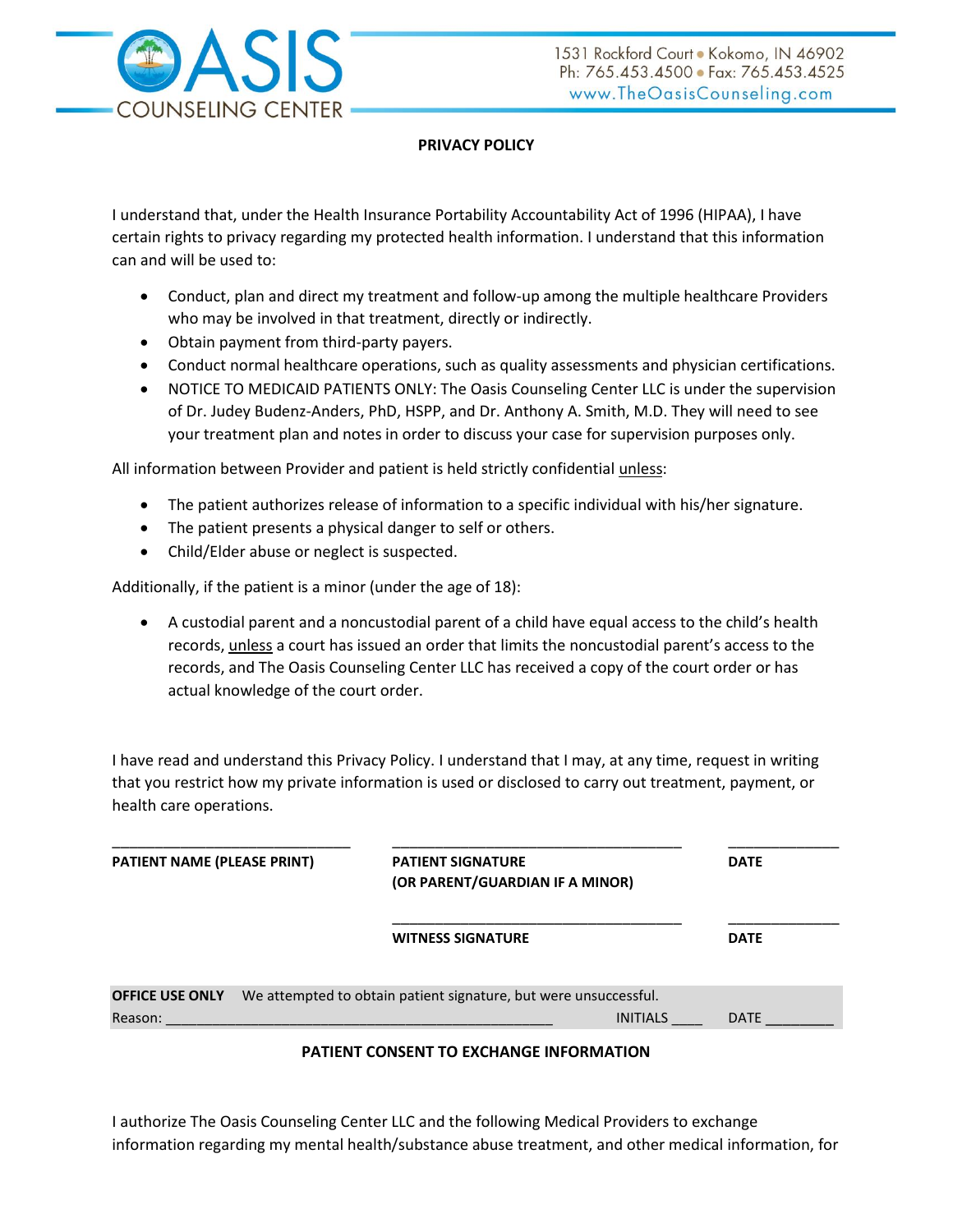OASIS COUNSELING CENTER

1531 Rockford Court • Kokomo, IN 46902
Ph: 765.453.4500 • Fax: 765.453.4525
www.TheOasisCounseling.com

**PRIVACY POLICY**

I understand that, under the Health Insurance Portability Accountability Act of 1996 (HIPAA), I have certain rights to privacy regarding my protected health information. I understand that this information can and will be used to:

- Conduct, plan and direct my treatment and follow-up among the multiple healthcare Providers who may be involved in that treatment, directly or indirectly.
- Obtain payment from third-party payers.
- Conduct normal healthcare operations, such as quality assessments and physician certifications.
- NOTICE TO MEDICAID PATIENTS ONLY: The Oasis Counseling Center LLC is under the supervision of Dr. Judey Budenz-Anders, PhD, HSPP, and Dr. Anthony A. Smith, M.D. They will need to see your treatment plan and notes in order to discuss your case for supervision purposes only.

All information between Provider and patient is held strictly confidential unless:

- The patient authorizes release of information to a specific individual with his/her signature.
- The patient presents a physical danger to self or others.
- Child/Elder abuse or neglect is suspected.

Additionally, if the patient is a minor (under the age of 18):

- A custodial parent and a noncustodial parent of a child have equal access to the child's health records, unless a court has issued an order that limits the noncustodial parent's access to the records, and The Oasis Counseling Center LLC has received a copy of the court order or has actual knowledge of the court order.

I have read and understand this Privacy Policy. I understand that I may, at any time, request in writing that you restrict how my private information is used or disclosed to carry out treatment, payment, or health care operations.

______________________________ ______________________________________ ______________

**PATIENT NAME (PLEASE PRINT)** **PATIENT SIGNATURE (OR PARENT/GUARDIAN IF A MINOR)** **DATE**

______________________________________ ______________

**WITNESS SIGNATURE** **DATE**

**OFFICE USE ONLY** We attempted to obtain patient signature, but were unsuccessful.
Reason: _________________________________________________ INITIALS ____ DATE _________

**PATIENT CONSENT TO EXCHANGE INFORMATION**

I authorize The Oasis Counseling Center LLC and the following Medical Providers to exchange information regarding my mental health/substance abuse treatment, and other medical information, for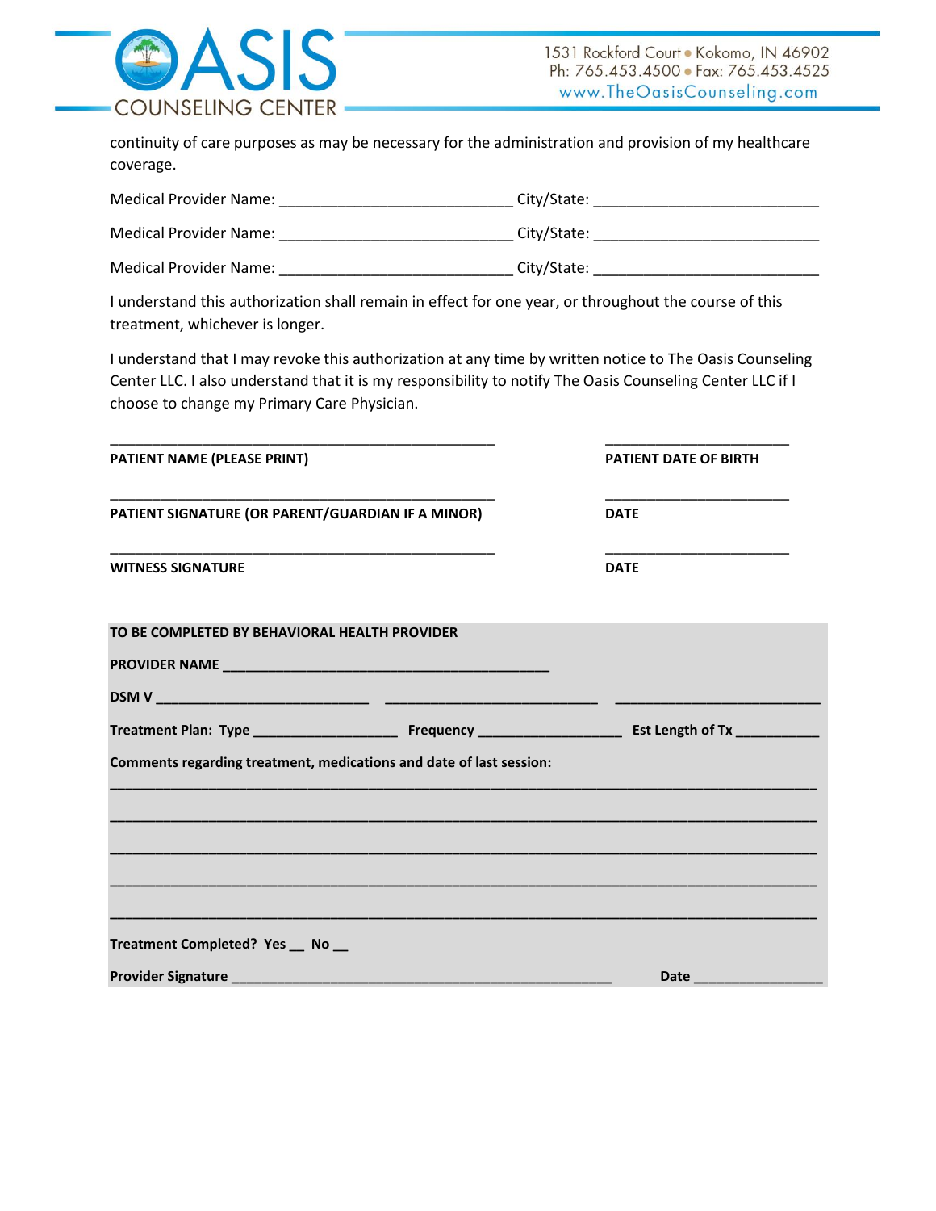continuity of care purposes as may be necessary for the administration and provision of my healthcare coverage.

Medical Provider Name: ____________________________ City/State: ___________________________

Medical Provider Name: ____________________________ City/State: ___________________________

Medical Provider Name: ____________________________ City/State: ___________________________

I understand this authorization shall remain in effect for one year, or throughout the course of this treatment, whichever is longer.

I understand that I may revoke this authorization at any time by written notice to The Oasis Counseling Center LLC. I also understand that it is my responsibility to notify The Oasis Counseling Center LLC if I choose to change my Primary Care Physician.

______________________________________________ ______________________

**PATIENT NAME (PLEASE PRINT)** **PATIENT DATE OF BIRTH**

______________________________________________ ______________________

**PATIENT SIGNATURE (OR PARENT/GUARDIAN IF A MINOR)** **DATE**

______________________________________________ ______________________

**WITNESS SIGNATURE** **DATE**

**TO BE COMPLETED BY BEHAVIORAL HEALTH PROVIDER**

**PROVIDER NAME** _________________________________________

**DSM V** ___________________________ ___________________________ ___________________________

**Treatment Plan: Type** __________________ **Frequency** __________________ **Est Length of Tx** ___________

**Comments regarding treatment, medications and date of last session:**

_____________________________________________________________________________________

_____________________________________________________________________________________

_____________________________________________________________________________________

_____________________________________________________________________________________

_____________________________________________________________________________________

**Treatment Completed? Yes** __ **No** __

**Provider Signature** __________________________________________________ **Date** ________________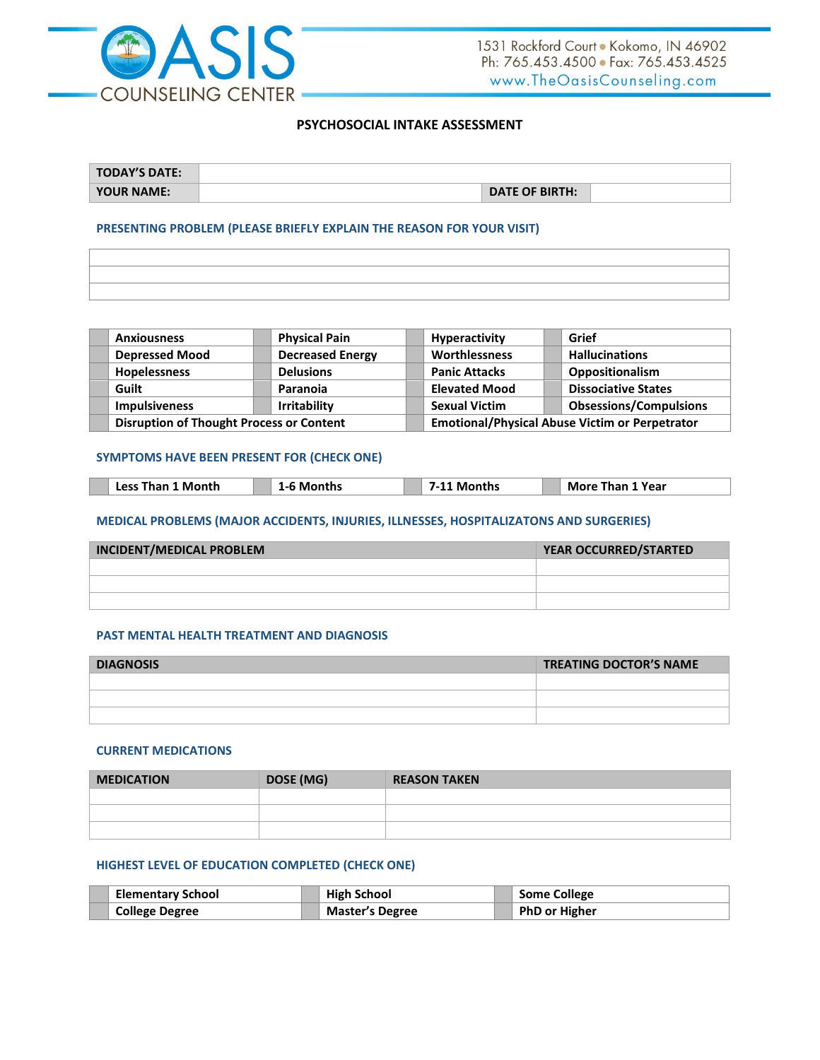# OASIS COUNSELING CENTER

1531 Rockford Court • Kokomo, IN 46902
Ph: 765.453.4500 • Fax: 765.453.4525
www.TheOasisCounseling.com

## PSYCHOSOCIAL INTAKE ASSESSMENT

| TODAY'S DATE: | | | |
|---|---|---|---|
| YOUR NAME: | | DATE OF BIRTH: | |

### PRESENTING PROBLEM (PLEASE BRIEFLY EXPLAIN THE REASON FOR YOUR VISIT)

| |
|---|
| |
| |
| |

| | | | | | | | |
|---|---|---|---|---|---|---|---|
| | Anxiousness | | Physical Pain | | Hyperactivity | | Grief |
| | Depressed Mood | | Decreased Energy | | Worthlessness | | Hallucinations |
| | Hopelessness | | Delusions | | Panic Attacks | | Oppositionalism |
| | Guilt | | Paranoia | | Elevated Mood | | Dissociative States |
| | Impulsiveness | | Irritability | | Sexual Victim | | Obsessions/Compulsions |
| | Disruption of Thought Process or Content | | | | Emotional/Physical Abuse Victim or Perpetrator | | |

### SYMPTOMS HAVE BEEN PRESENT FOR (CHECK ONE)

| | | | | | | | |
|---|---|---|---|---|---|---|---|
| | Less Than 1 Month | | 1-6 Months | | 7-11 Months | | More Than 1 Year |

### MEDICAL PROBLEMS (MAJOR ACCIDENTS, INJURIES, ILLNESSES, HOSPITALIZATONS AND SURGERIES)

| INCIDENT/MEDICAL PROBLEM | YEAR OCCURRED/STARTED |
|---|---|
| | |
| | |
| | |

### PAST MENTAL HEALTH TREATMENT AND DIAGNOSIS

| DIAGNOSIS | TREATING DOCTOR'S NAME |
|---|---|
| | |
| | |
| | |

### CURRENT MEDICATIONS

| MEDICATION | DOSE (MG) | REASON TAKEN |
|---|---|---|
| | | |
| | | |
| | | |

### HIGHEST LEVEL OF EDUCATION COMPLETED (CHECK ONE)

| | | | | | |
|---|---|---|---|---|---|
| | Elementary School | | High School | | Some College |
| | College Degree | | Master's Degree | | PhD or Higher |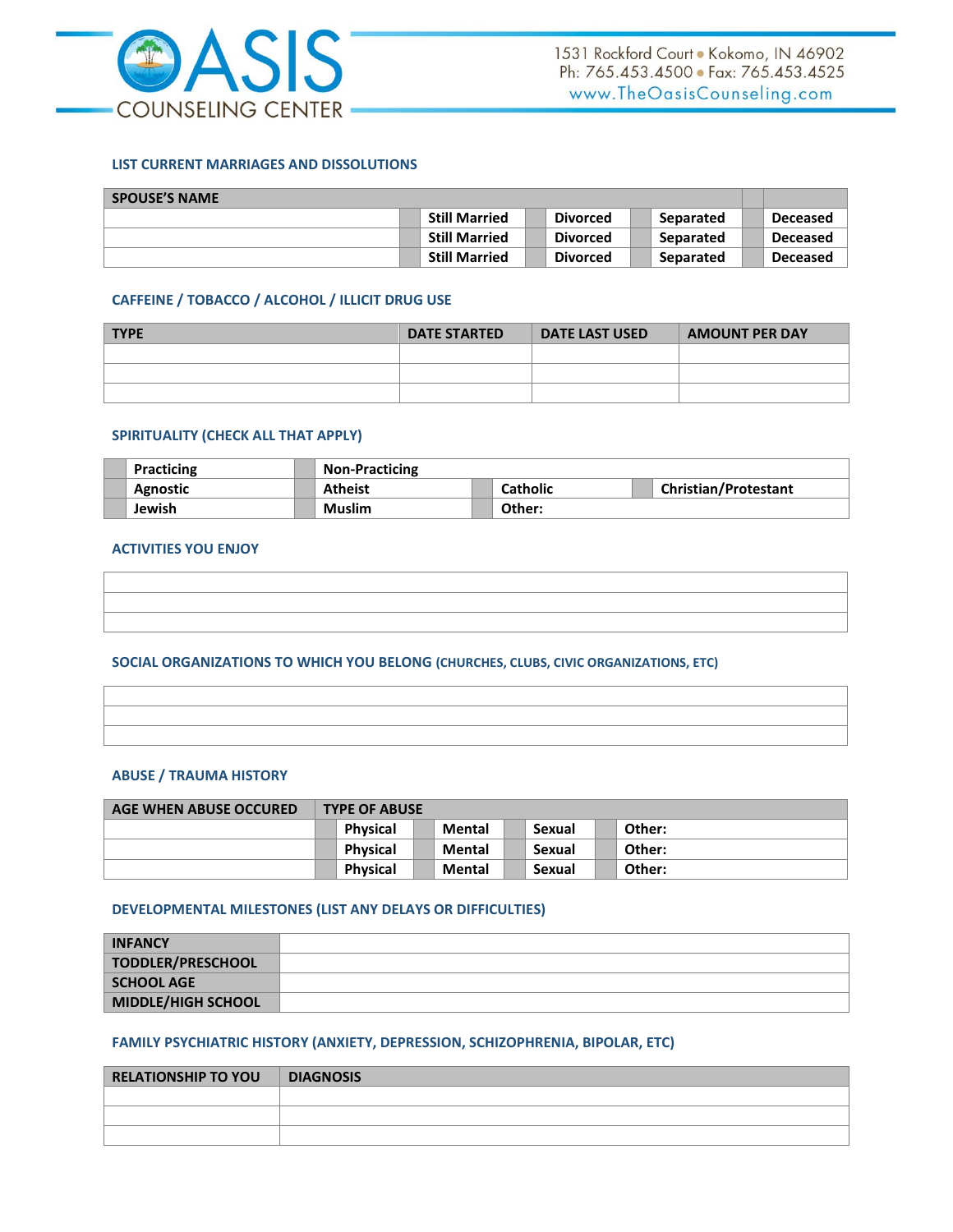OASIS COUNSELING CENTER

1531 Rockford Court • Kokomo, IN 46902
Ph: 765.453.4500 • Fax: 765.453.4525
www.TheOasisCounseling.com

### LIST CURRENT MARRIAGES AND DISSOLUTIONS

| SPOUSE'S NAME | | | | | | | | |
|---|---|---|---|---|---|---|---|---|
| | | Still Married | | Divorced | | Separated | | Deceased |
| | | Still Married | | Divorced | | Separated | | Deceased |
| | | Still Married | | Divorced | | Separated | | Deceased |

### CAFFEINE / TOBACCO / ALCOHOL / ILLICIT DRUG USE

| TYPE | DATE STARTED | DATE LAST USED | AMOUNT PER DAY |
|---|---|---|---|
| | | | |
| | | | |
| | | | |

### SPIRITUALITY (CHECK ALL THAT APPLY)

| | | | | | | | |
|---|---|---|---|---|---|---|---|
| | Practicing | | Non-Practicing | | | | |
| | Agnostic | | Atheist | | Catholic | | Christian/Protestant |
| | Jewish | | Muslim | | Other: | | |

### ACTIVITIES YOU ENJOY

| |
|---|
| |
| |
| |

### SOCIAL ORGANIZATIONS TO WHICH YOU BELONG (CHURCHES, CLUBS, CIVIC ORGANIZATIONS, ETC)

| |
|---|
| |
| |
| |

### ABUSE / TRAUMA HISTORY

| AGE WHEN ABUSE OCCURED | TYPE OF ABUSE | | | | | | | |
|---|---|---|---|---|---|---|---|---|
| | | Physical | | Mental | | Sexual | | Other: |
| | | Physical | | Mental | | Sexual | | Other: |
| | | Physical | | Mental | | Sexual | | Other: |

### DEVELOPMENTAL MILESTONES (LIST ANY DELAYS OR DIFFICULTIES)

| | |
|---|---|
| INFANCY | |
| TODDLER/PRESCHOOL | |
| SCHOOL AGE | |
| MIDDLE/HIGH SCHOOL | |

### FAMILY PSYCHIATRIC HISTORY (ANXIETY, DEPRESSION, SCHIZOPHRENIA, BIPOLAR, ETC)

| RELATIONSHIP TO YOU | DIAGNOSIS |
|---|---|
| | |
| | |
| | |